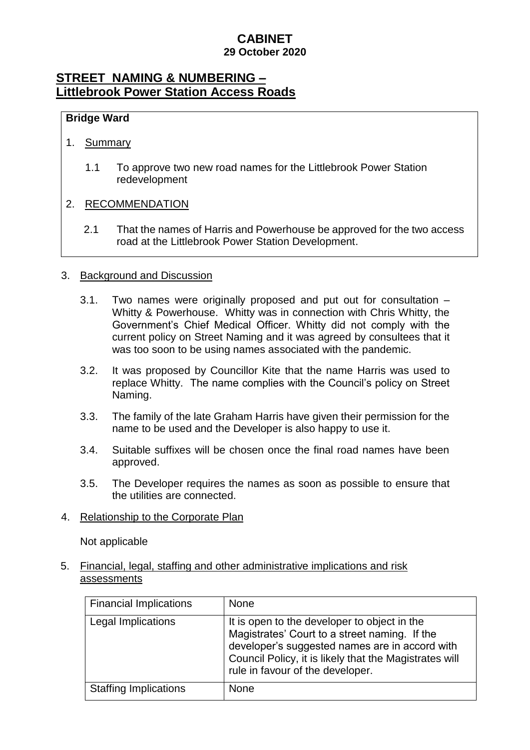# CABINET
**29 October 2020**

## STREET NAMING & NUMBERING – Littlebrook Power Station Access Roads

**Bridge Ward**

1. Summary

   1.1 To approve two new road names for the Littlebrook Power Station redevelopment

2. RECOMMENDATION

   2.1 That the names of Harris and Powerhouse be approved for the two access road at the Littlebrook Power Station Development.

3. Background and Discussion

   3.1. Two names were originally proposed and put out for consultation – Whitty & Powerhouse. Whitty was in connection with Chris Whitty, the Government's Chief Medical Officer. Whitty did not comply with the current policy on Street Naming and it was agreed by consultees that it was too soon to be using names associated with the pandemic.

   3.2. It was proposed by Councillor Kite that the name Harris was used to replace Whitty. The name complies with the Council's policy on Street Naming.

   3.3. The family of the late Graham Harris have given their permission for the name to be used and the Developer is also happy to use it.

   3.4. Suitable suffixes will be chosen once the final road names have been approved.

   3.5. The Developer requires the names as soon as possible to ensure that the utilities are connected.

4. Relationship to the Corporate Plan

   Not applicable

5. Financial, legal, staffing and other administrative implications and risk assessments

| Financial Implications | None |
|---|---|
| Legal Implications | It is open to the developer to object in the Magistrates' Court to a street naming. If the developer's suggested names are in accord with Council Policy, it is likely that the Magistrates will rule in favour of the developer. |
| Staffing Implications | None |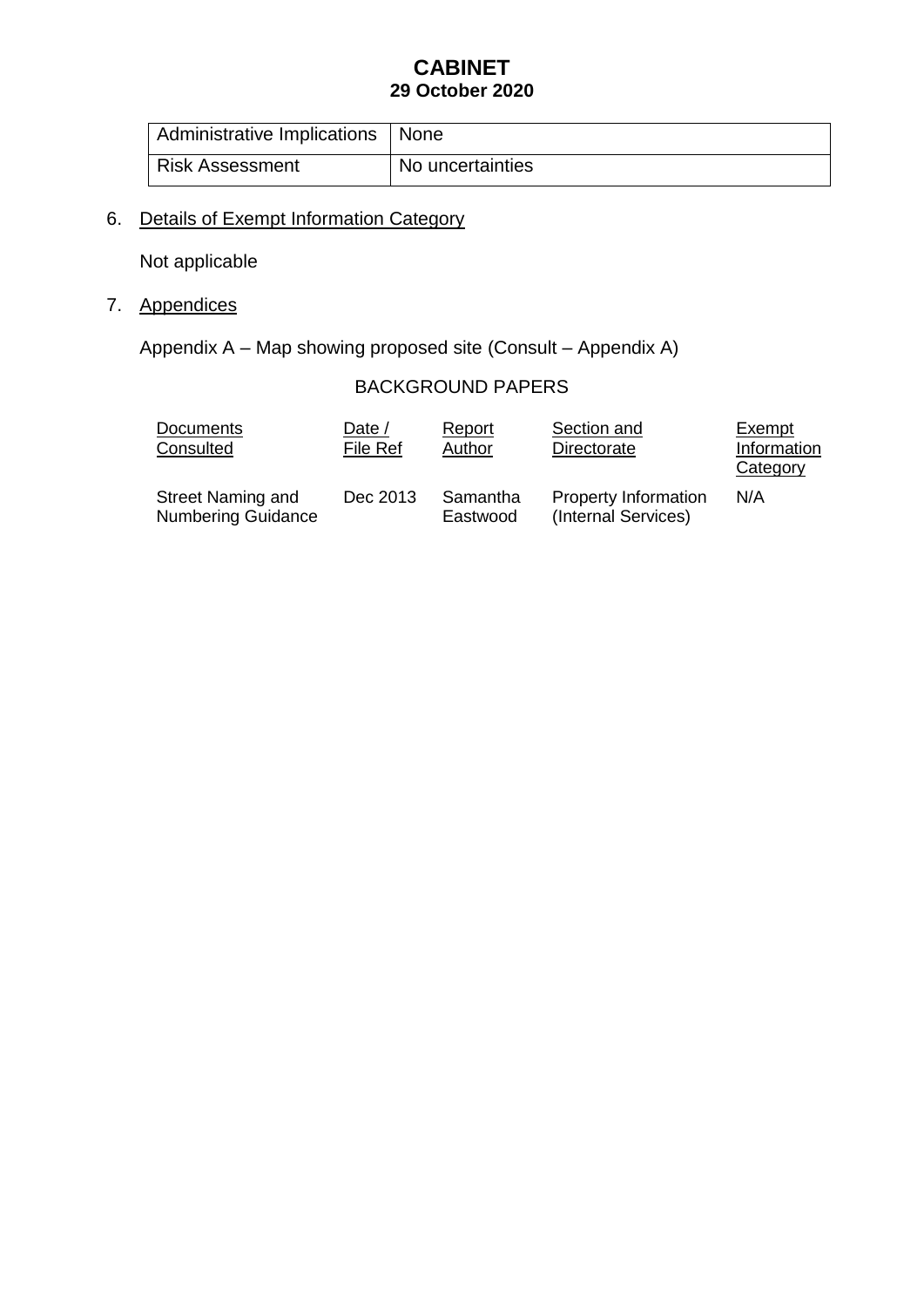| | |
|---|---|
| Administrative Implications | None |
| Risk Assessment | No uncertainties |

6. Details of Exempt Information Category

   Not applicable

7. Appendices

   Appendix A – Map showing proposed site (Consult – Appendix A)

BACKGROUND PAPERS

| Documents Consulted | Date / File Ref | Report Author | Section and Directorate | Exempt Information Category |
|---|---|---|---|---|
| Street Naming and Numbering Guidance | Dec 2013 | Samantha Eastwood | Property Information (Internal Services) | N/A |